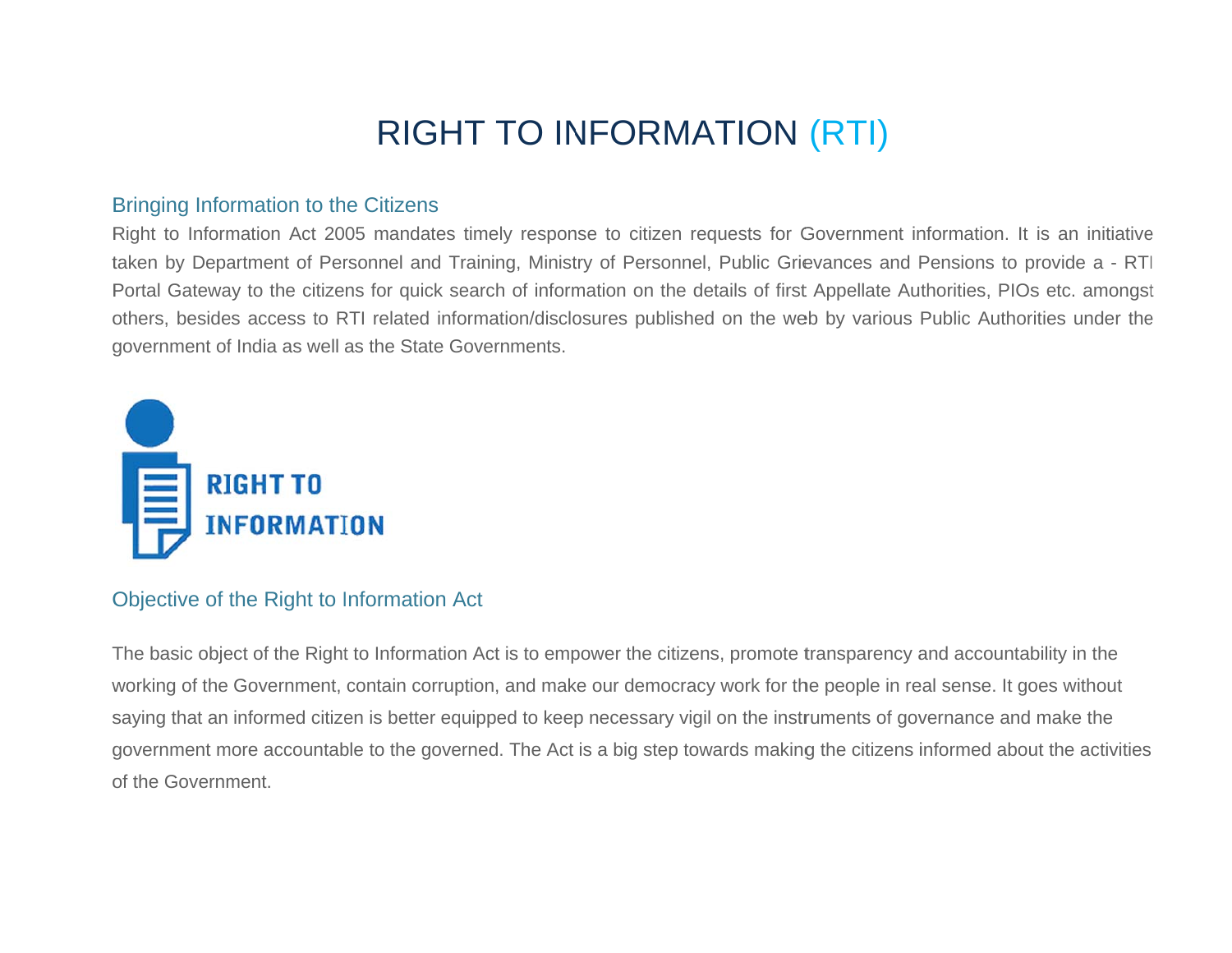# RIGHT TO INFORMATION (RTI)

## Bringing Information to the Citizens

Right to Information Act 2005 mandates timely response to citizen requests for Government information. It is an initiative taken by Department of Personnel and Training, Ministry of Personnel, Public Grievances and Pensions to provide a - RTI Portal Gateway to the citizens for quick search of information on the details of first Appellate Authorities, PIOs etc. amongst others, besides access to RTI related information/disclosures published on the web by various Public Authorities under the government of India as well as the State Governments.

RIGHT TO INFORMATION

## Objective of the Right to Information Act

The basic object of the Right to Information Act is to empower the citizens, promote transparency and accountability in the working of the Government, contain corruption, and make our democracy work for the people in real sense. It goes without saying that an informed citizen is better equipped to keep necessary vigil on the instruments of governance and make the government more accountable to the governed. The Act is a big step towards making the citizens informed about the activities of the Government.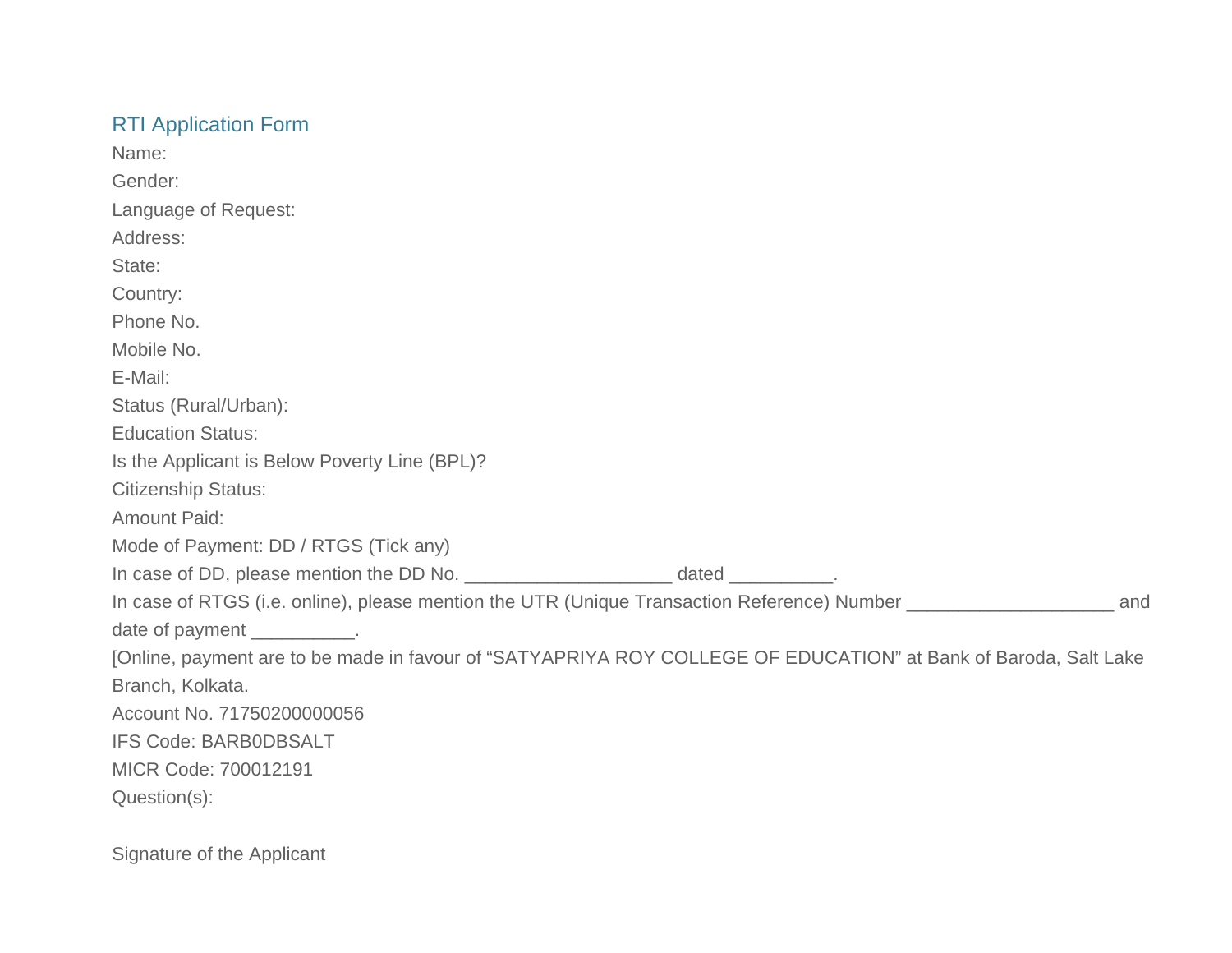## RTI Application Form

Name:

Gender:

Language of Request:

Address:

State:

Country:

Phone No.

Mobile No.

E-Mail:

Status (Rural/Urban):

Education Status:

Is the Applicant is Below Poverty Line (BPL)?

Citizenship Status:

Amount Paid:

Mode of Payment: DD / RTGS (Tick any)

In case of DD, please mention the DD No. ____________________ dated __________.

In case of RTGS (i.e. online), please mention the UTR (Unique Transaction Reference) Number ____________________ and date of payment __________.

[Online, payment are to be made in favour of "SATYAPRIYA ROY COLLEGE OF EDUCATION" at Bank of Baroda, Salt Lake Branch, Kolkata.

Account No. 71750200000056

IFS Code: BARB0DBSALT

MICR Code: 700012191

Question(s):

Signature of the Applicant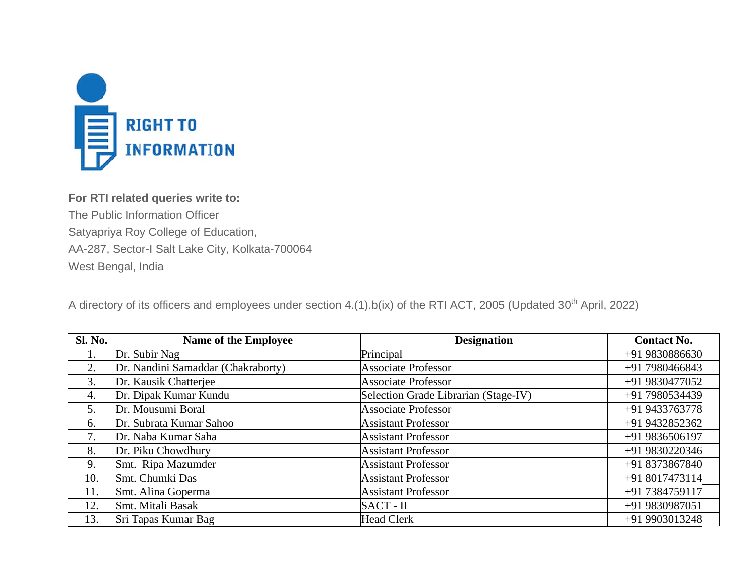RIGHT TO INFORMATION

**For RTI related queries write to:**
The Public Information Officer
Satyapriya Roy College of Education,
AA-287, Sector-I Salt Lake City, Kolkata-700064
West Bengal, India

A directory of its officers and employees under section 4.(1).b(ix) of the RTI ACT, 2005 (Updated 30th April, 2022)

| Sl. No. | Name of the Employee | Designation | Contact No. |
|---|---|---|---|
| 1. | Dr. Subir Nag | Principal | +91 9830886630 |
| 2. | Dr. Nandini Samaddar (Chakraborty) | Associate Professor | +91 7980466843 |
| 3. | Dr. Kausik Chatterjee | Associate Professor | +91 9830477052 |
| 4. | Dr. Dipak Kumar Kundu | Selection Grade Librarian (Stage-IV) | +91 7980534439 |
| 5. | Dr. Mousumi Boral | Associate Professor | +91 9433763778 |
| 6. | Dr. Subrata Kumar Sahoo | Assistant Professor | +91 9432852362 |
| 7. | Dr. Naba Kumar Saha | Assistant Professor | +91 9836506197 |
| 8. | Dr. Piku Chowdhury | Assistant Professor | +91 9830220346 |
| 9. | Smt. Ripa Mazumder | Assistant Professor | +91 8373867840 |
| 10. | Smt. Chumki Das | Assistant Professor | +91 8017473114 |
| 11. | Smt. Alina Goperma | Assistant Professor | +91 7384759117 |
| 12. | Smt. Mitali Basak | SACT - II | +91 9830987051 |
| 13. | Sri Tapas Kumar Bag | Head Clerk | +91 9903013248 |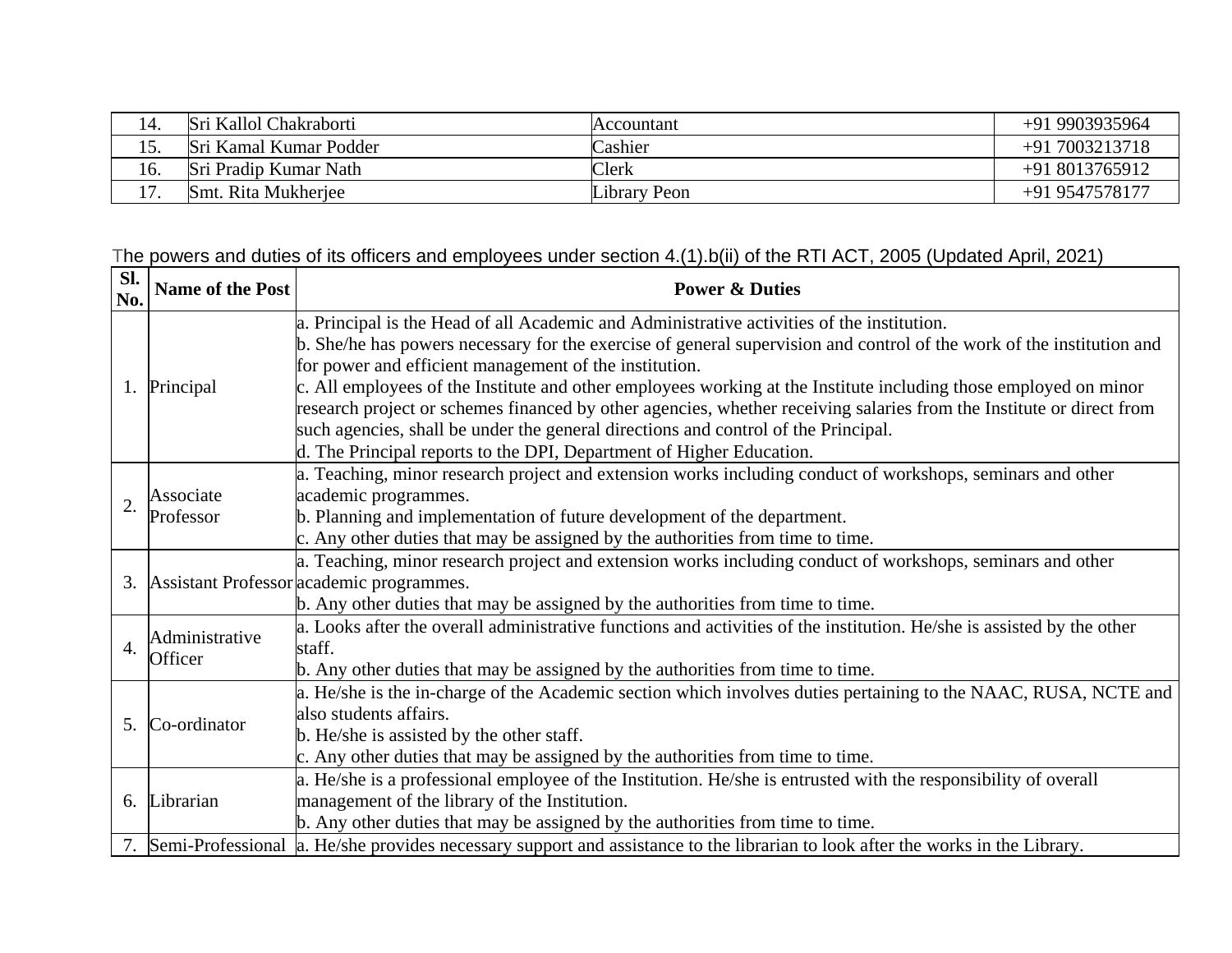| | | | |
|---|---|---|---|
| 14. | Sri Kallol Chakraborti | Accountant | +91 9903935964 |
| 15. | Sri Kamal Kumar Podder | Cashier | +91 7003213718 |
| 16. | Sri Pradip Kumar Nath | Clerk | +91 8013765912 |
| 17. | Smt. Rita Mukherjee | Library Peon | +91 9547578177 |

The powers and duties of its officers and employees under section 4.(1).b(ii) of the RTI ACT, 2005 (Updated April, 2021)

| Sl. No. | Name of the Post | Power & Duties |
|---|---|---|
| 1. | Principal | a. Principal is the Head of all Academic and Administrative activities of the institution.<br>b. She/he has powers necessary for the exercise of general supervision and control of the work of the institution and for power and efficient management of the institution.<br>c. All employees of the Institute and other employees working at the Institute including those employed on minor research project or schemes financed by other agencies, whether receiving salaries from the Institute or direct from such agencies, shall be under the general directions and control of the Principal.<br>d. The Principal reports to the DPI, Department of Higher Education. |
| 2. | Associate Professor | a. Teaching, minor research project and extension works including conduct of workshops, seminars and other academic programmes.<br>b. Planning and implementation of future development of the department.<br>c. Any other duties that may be assigned by the authorities from time to time. |
| 3. | Assistant Professor | a. Teaching, minor research project and extension works including conduct of workshops, seminars and other academic programmes.<br>b. Any other duties that may be assigned by the authorities from time to time. |
| 4. | Administrative Officer | a. Looks after the overall administrative functions and activities of the institution. He/she is assisted by the other staff.<br>b. Any other duties that may be assigned by the authorities from time to time. |
| 5. | Co-ordinator | a. He/she is the in-charge of the Academic section which involves duties pertaining to the NAAC, RUSA, NCTE and also students affairs.<br>b. He/she is assisted by the other staff.<br>c. Any other duties that may be assigned by the authorities from time to time. |
| 6. | Librarian | a. He/she is a professional employee of the Institution. He/she is entrusted with the responsibility of overall management of the library of the Institution.<br>b. Any other duties that may be assigned by the authorities from time to time. |
| 7. | Semi-Professional | a. He/she provides necessary support and assistance to the librarian to look after the works in the Library. |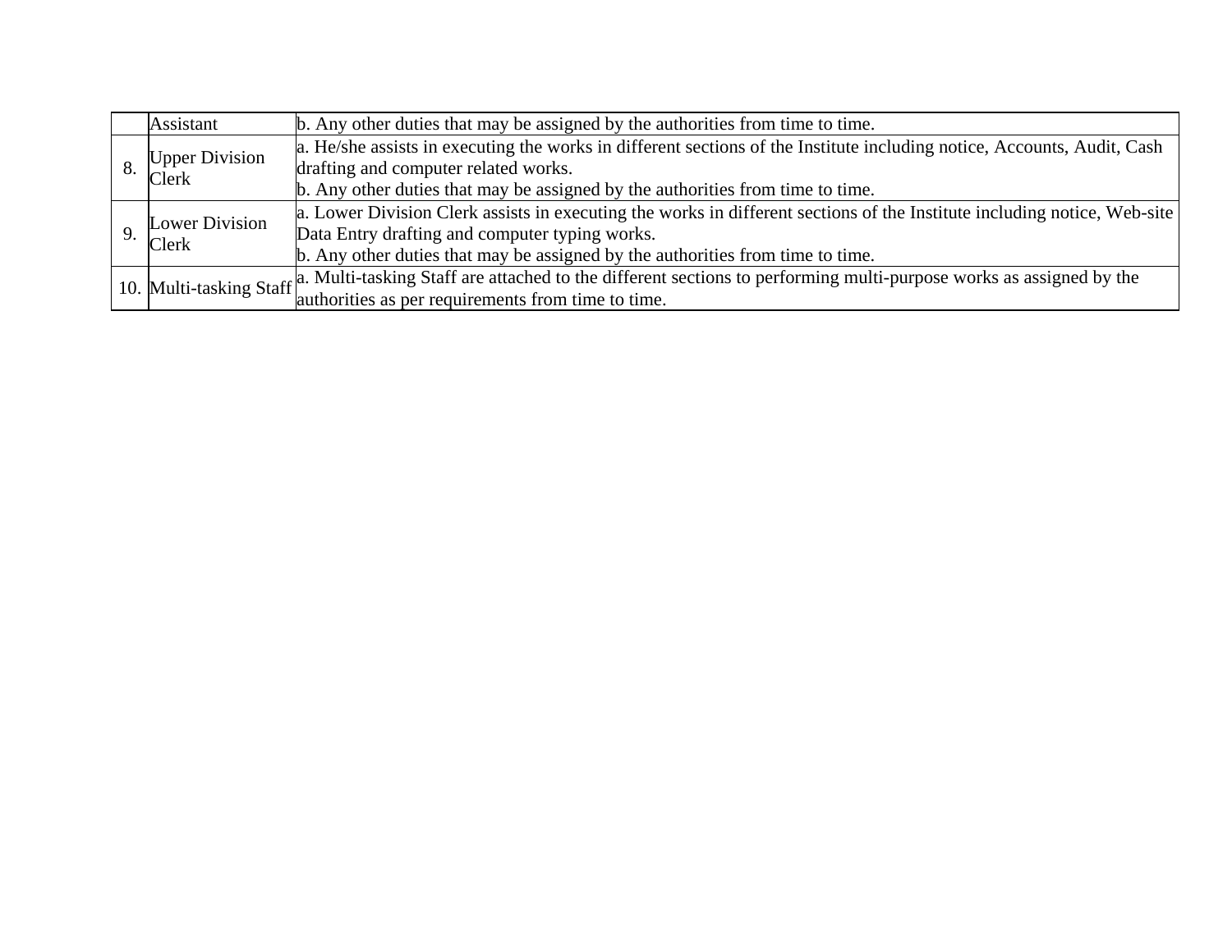| | | |
|---|---|---|
| | Assistant | b. Any other duties that may be assigned by the authorities from time to time. |
| 8. | Upper Division Clerk | a. He/she assists in executing the works in different sections of the Institute including notice, Accounts, Audit, Cash drafting and computer related works.<br>b. Any other duties that may be assigned by the authorities from time to time. |
| 9. | Lower Division Clerk | a. Lower Division Clerk assists in executing the works in different sections of the Institute including notice, Web-site Data Entry drafting and computer typing works.<br>b. Any other duties that may be assigned by the authorities from time to time. |
| 10. | Multi-tasking Staff | a. Multi-tasking Staff are attached to the different sections to performing multi-purpose works as assigned by the authorities as per requirements from time to time. |